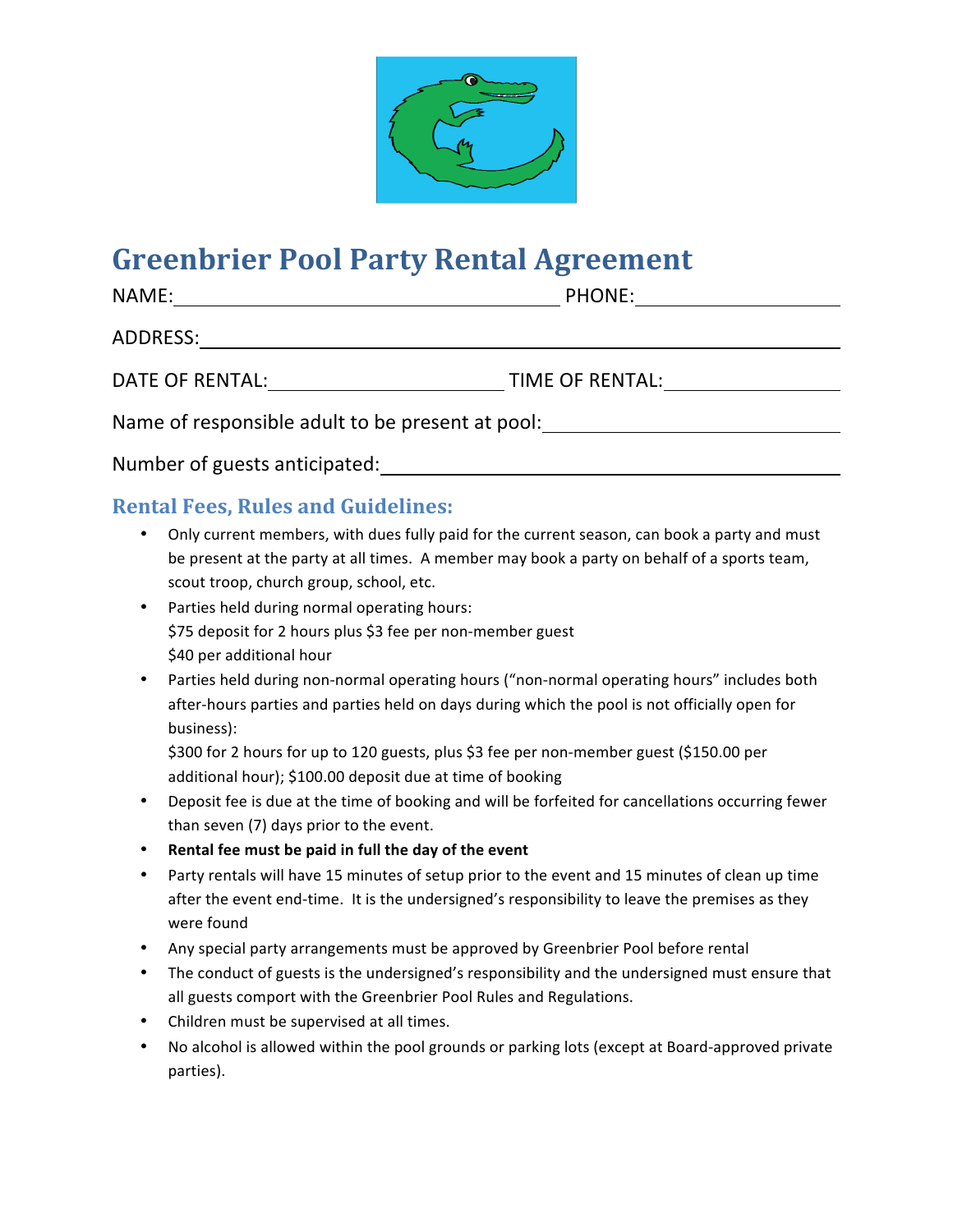# Greenbrier Pool Party Rental Agreement

NAME:________________________________ PHONE:________________

ADDRESS:______________________________________________

DATE OF RENTAL:__________________ TIME OF RENTAL:______________

Name of responsible adult to be present at pool:______________________

Number of guests anticipated:________________________________

## Rental Fees, Rules and Guidelines:

- Only current members, with dues fully paid for the current season, can book a party and must be present at the party at all times. A member may book a party on behalf of a sports team, scout troop, church group, school, etc.
- Parties held during normal operating hours:
  $75 deposit for 2 hours plus $3 fee per non-member guest
  $40 per additional hour
- Parties held during non-normal operating hours ("non-normal operating hours" includes both after-hours parties and parties held on days during which the pool is not officially open for business):
  $300 for 2 hours for up to 120 guests, plus $3 fee per non-member guest ($150.00 per additional hour); $100.00 deposit due at time of booking
- Deposit fee is due at the time of booking and will be forfeited for cancellations occurring fewer than seven (7) days prior to the event.
- **Rental fee must be paid in full the day of the event**
- Party rentals will have 15 minutes of setup prior to the event and 15 minutes of clean up time after the event end-time. It is the undersigned's responsibility to leave the premises as they were found
- Any special party arrangements must be approved by Greenbrier Pool before rental
- The conduct of guests is the undersigned's responsibility and the undersigned must ensure that all guests comport with the Greenbrier Pool Rules and Regulations.
- Children must be supervised at all times.
- No alcohol is allowed within the pool grounds or parking lots (except at Board-approved private parties).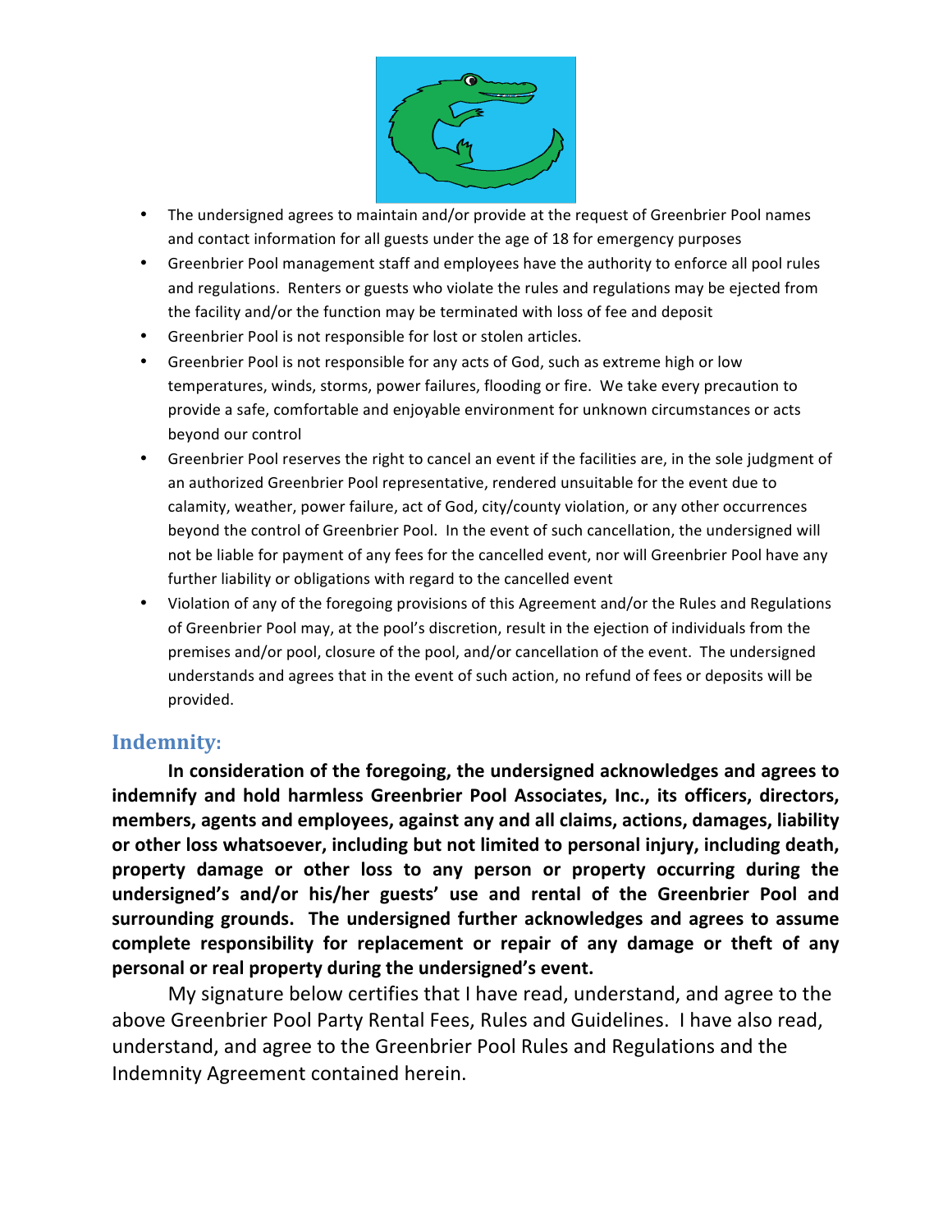- The undersigned agrees to maintain and/or provide at the request of Greenbrier Pool names and contact information for all guests under the age of 18 for emergency purposes
- Greenbrier Pool management staff and employees have the authority to enforce all pool rules and regulations. Renters or guests who violate the rules and regulations may be ejected from the facility and/or the function may be terminated with loss of fee and deposit
- Greenbrier Pool is not responsible for lost or stolen articles.
- Greenbrier Pool is not responsible for any acts of God, such as extreme high or low temperatures, winds, storms, power failures, flooding or fire. We take every precaution to provide a safe, comfortable and enjoyable environment for unknown circumstances or acts beyond our control
- Greenbrier Pool reserves the right to cancel an event if the facilities are, in the sole judgment of an authorized Greenbrier Pool representative, rendered unsuitable for the event due to calamity, weather, power failure, act of God, city/county violation, or any other occurrences beyond the control of Greenbrier Pool. In the event of such cancellation, the undersigned will not be liable for payment of any fees for the cancelled event, nor will Greenbrier Pool have any further liability or obligations with regard to the cancelled event
- Violation of any of the foregoing provisions of this Agreement and/or the Rules and Regulations of Greenbrier Pool may, at the pool's discretion, result in the ejection of individuals from the premises and/or pool, closure of the pool, and/or cancellation of the event. The undersigned understands and agrees that in the event of such action, no refund of fees or deposits will be provided.

## Indemnity:

**In consideration of the foregoing, the undersigned acknowledges and agrees to indemnify and hold harmless Greenbrier Pool Associates, Inc., its officers, directors, members, agents and employees, against any and all claims, actions, damages, liability or other loss whatsoever, including but not limited to personal injury, including death, property damage or other loss to any person or property occurring during the undersigned's and/or his/her guests' use and rental of the Greenbrier Pool and surrounding grounds. The undersigned further acknowledges and agrees to assume complete responsibility for replacement or repair of any damage or theft of any personal or real property during the undersigned's event.**

My signature below certifies that I have read, understand, and agree to the above Greenbrier Pool Party Rental Fees, Rules and Guidelines. I have also read, understand, and agree to the Greenbrier Pool Rules and Regulations and the Indemnity Agreement contained herein.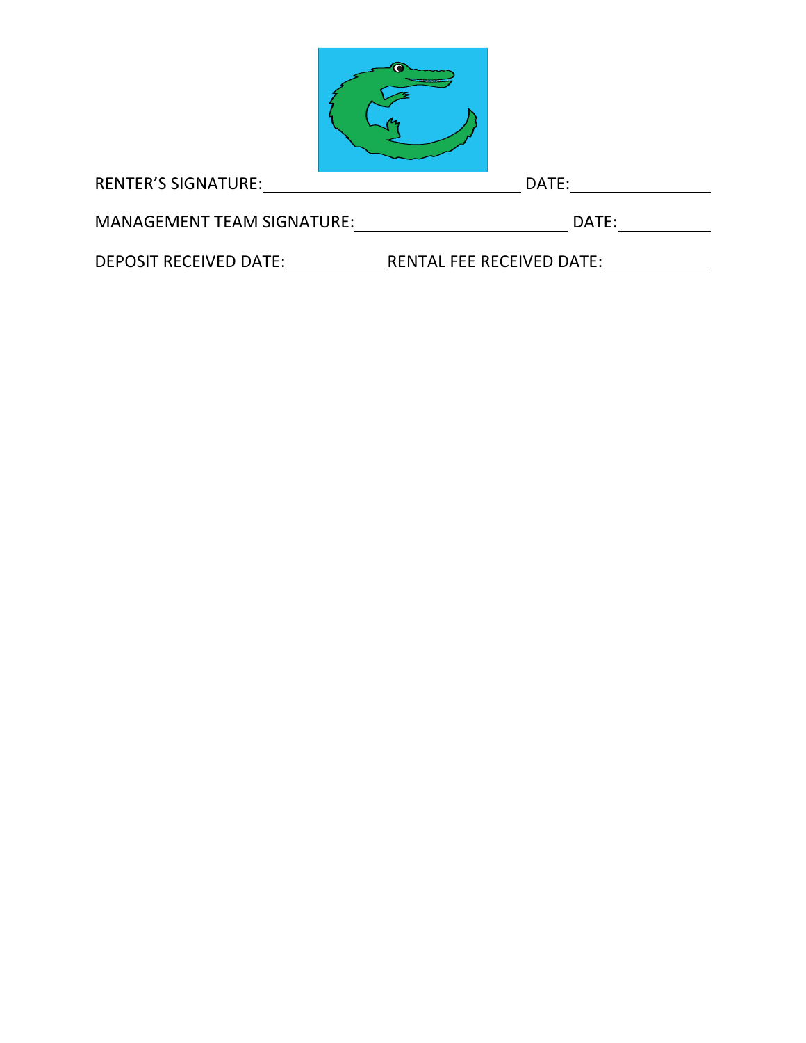RENTER'S SIGNATURE:______________________________ DATE:________________

MANAGEMENT TEAM SIGNATURE:_________________________ DATE:___________

DEPOSIT RECEIVED DATE:____________ RENTAL FEE RECEIVED DATE:____________